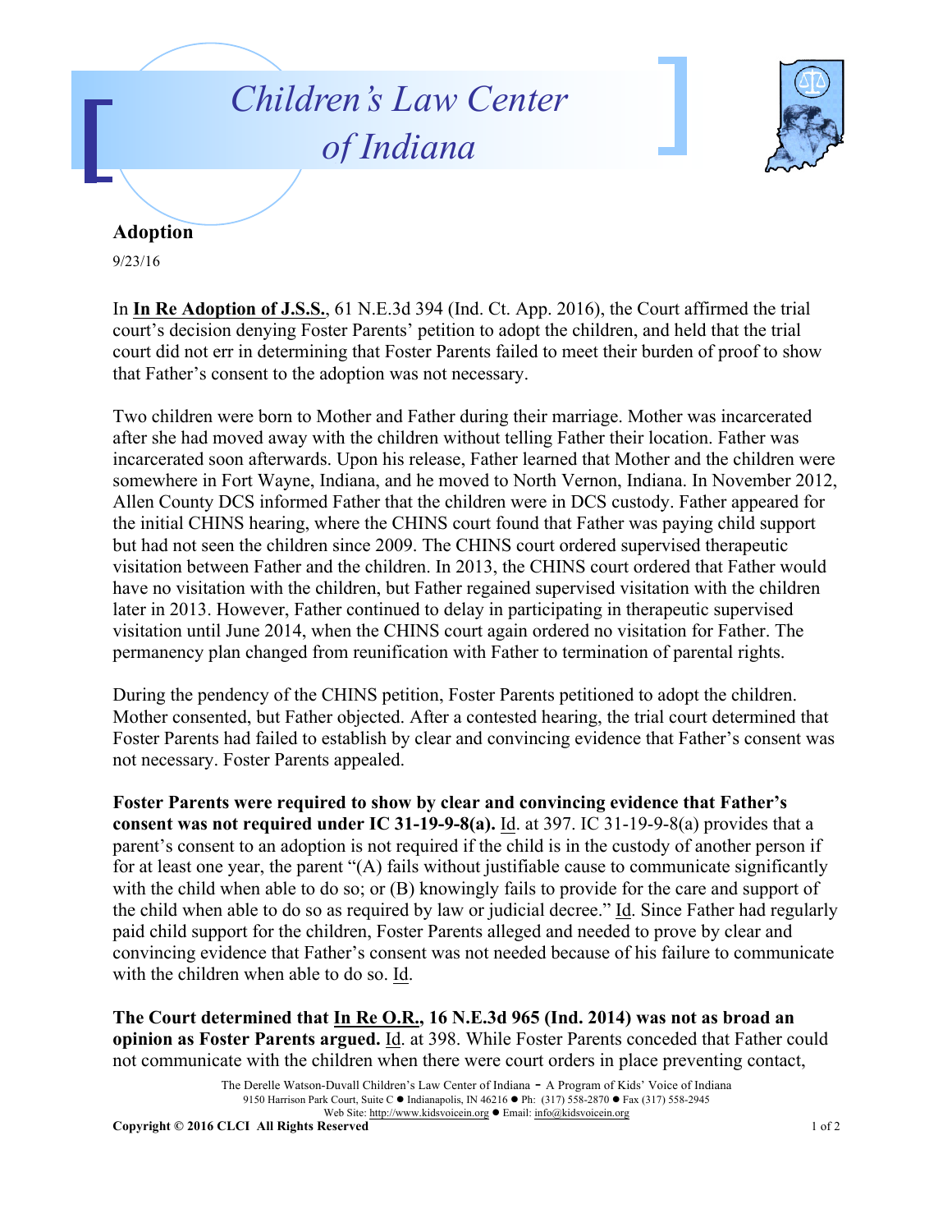# Children's Law Center of Indiana

## Adoption

9/23/16

In **In Re Adoption of J.S.S.**, 61 N.E.3d 394 (Ind. Ct. App. 2016), the Court affirmed the trial court's decision denying Foster Parents' petition to adopt the children, and held that the trial court did not err in determining that Foster Parents failed to meet their burden of proof to show that Father's consent to the adoption was not necessary.

Two children were born to Mother and Father during their marriage. Mother was incarcerated after she had moved away with the children without telling Father their location. Father was incarcerated soon afterwards. Upon his release, Father learned that Mother and the children were somewhere in Fort Wayne, Indiana, and he moved to North Vernon, Indiana. In November 2012, Allen County DCS informed Father that the children were in DCS custody. Father appeared for the initial CHINS hearing, where the CHINS court found that Father was paying child support but had not seen the children since 2009. The CHINS court ordered supervised therapeutic visitation between Father and the children. In 2013, the CHINS court ordered that Father would have no visitation with the children, but Father regained supervised visitation with the children later in 2013. However, Father continued to delay in participating in therapeutic supervised visitation until June 2014, when the CHINS court again ordered no visitation for Father. The permanency plan changed from reunification with Father to termination of parental rights.

During the pendency of the CHINS petition, Foster Parents petitioned to adopt the children. Mother consented, but Father objected. After a contested hearing, the trial court determined that Foster Parents had failed to establish by clear and convincing evidence that Father's consent was not necessary. Foster Parents appealed.

**Foster Parents were required to show by clear and convincing evidence that Father's consent was not required under IC 31-19-9-8(a).** Id. at 397. IC 31-19-9-8(a) provides that a parent's consent to an adoption is not required if the child is in the custody of another person if for at least one year, the parent "(A) fails without justifiable cause to communicate significantly with the child when able to do so; or (B) knowingly fails to provide for the care and support of the child when able to do so as required by law or judicial decree." Id. Since Father had regularly paid child support for the children, Foster Parents alleged and needed to prove by clear and convincing evidence that Father's consent was not needed because of his failure to communicate with the children when able to do so. Id.

**The Court determined that In Re O.R., 16 N.E.3d 965 (Ind. 2014) was not as broad an opinion as Foster Parents argued.** Id. at 398. While Foster Parents conceded that Father could not communicate with the children when there were court orders in place preventing contact,

The Derelle Watson-Duvall Children's Law Center of Indiana - A Program of Kids' Voice of Indiana
9150 Harrison Park Court, Suite C ● Indianapolis, IN 46216 ● Ph: (317) 558-2870 ● Fax (317) 558-2945
Web Site: http://www.kidsvoicein.org ● Email: info@kidsvoicein.org

**Copyright © 2016 CLCI All Rights Reserved**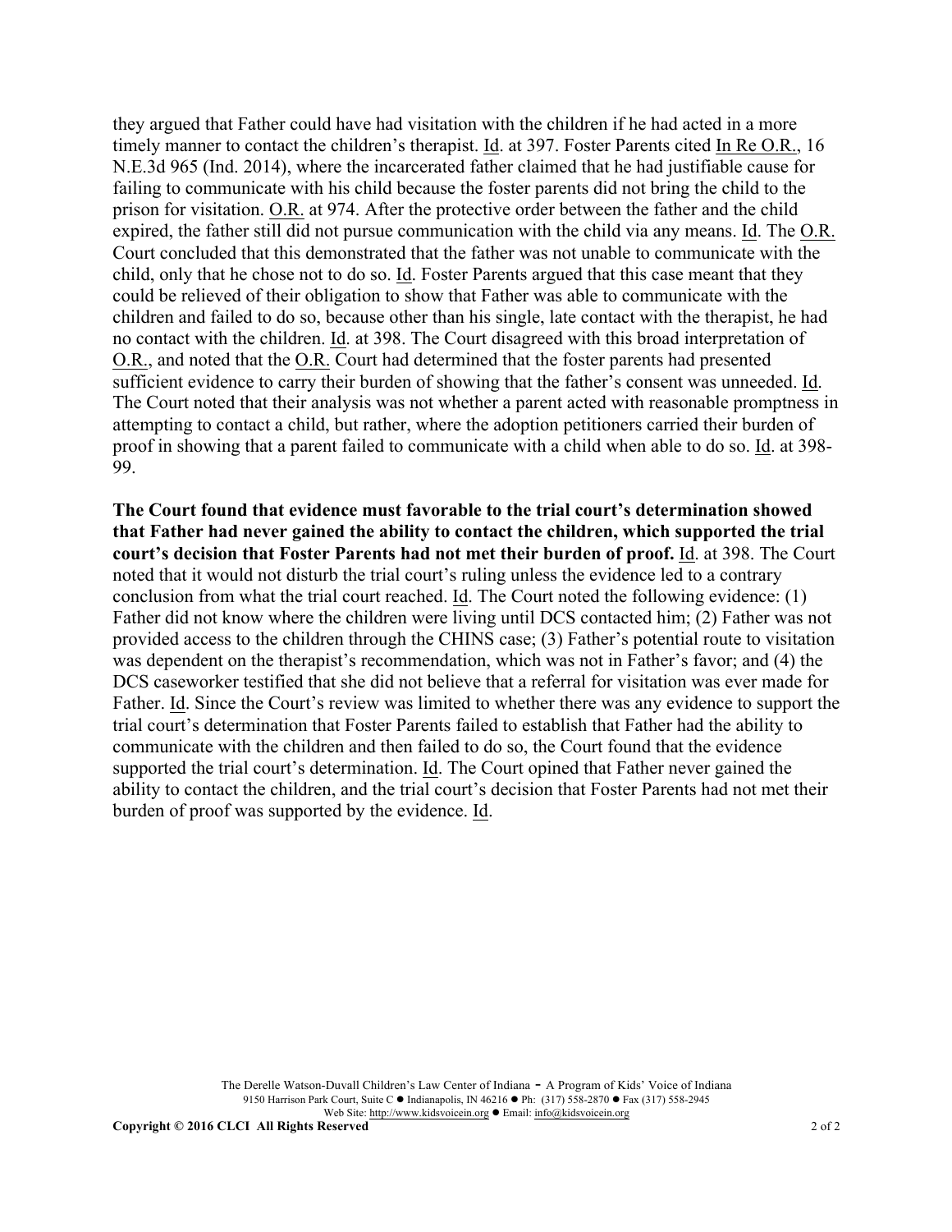they argued that Father could have had visitation with the children if he had acted in a more timely manner to contact the children's therapist. Id. at 397. Foster Parents cited In Re O.R., 16 N.E.3d 965 (Ind. 2014), where the incarcerated father claimed that he had justifiable cause for failing to communicate with his child because the foster parents did not bring the child to the prison for visitation. O.R. at 974. After the protective order between the father and the child expired, the father still did not pursue communication with the child via any means. Id. The O.R. Court concluded that this demonstrated that the father was not unable to communicate with the child, only that he chose not to do so. Id. Foster Parents argued that this case meant that they could be relieved of their obligation to show that Father was able to communicate with the children and failed to do so, because other than his single, late contact with the therapist, he had no contact with the children. Id. at 398. The Court disagreed with this broad interpretation of O.R., and noted that the O.R. Court had determined that the foster parents had presented sufficient evidence to carry their burden of showing that the father's consent was unneeded. Id. The Court noted that their analysis was not whether a parent acted with reasonable promptness in attempting to contact a child, but rather, where the adoption petitioners carried their burden of proof in showing that a parent failed to communicate with a child when able to do so. Id. at 398-99.

**The Court found that evidence must favorable to the trial court's determination showed that Father had never gained the ability to contact the children, which supported the trial court's decision that Foster Parents had not met their burden of proof.** Id. at 398. The Court noted that it would not disturb the trial court's ruling unless the evidence led to a contrary conclusion from what the trial court reached. Id. The Court noted the following evidence: (1) Father did not know where the children were living until DCS contacted him; (2) Father was not provided access to the children through the CHINS case; (3) Father's potential route to visitation was dependent on the therapist's recommendation, which was not in Father's favor; and (4) the DCS caseworker testified that she did not believe that a referral for visitation was ever made for Father. Id. Since the Court's review was limited to whether there was any evidence to support the trial court's determination that Foster Parents failed to establish that Father had the ability to communicate with the children and then failed to do so, the Court found that the evidence supported the trial court's determination. Id. The Court opined that Father never gained the ability to contact the children, and the trial court's decision that Foster Parents had not met their burden of proof was supported by the evidence. Id.